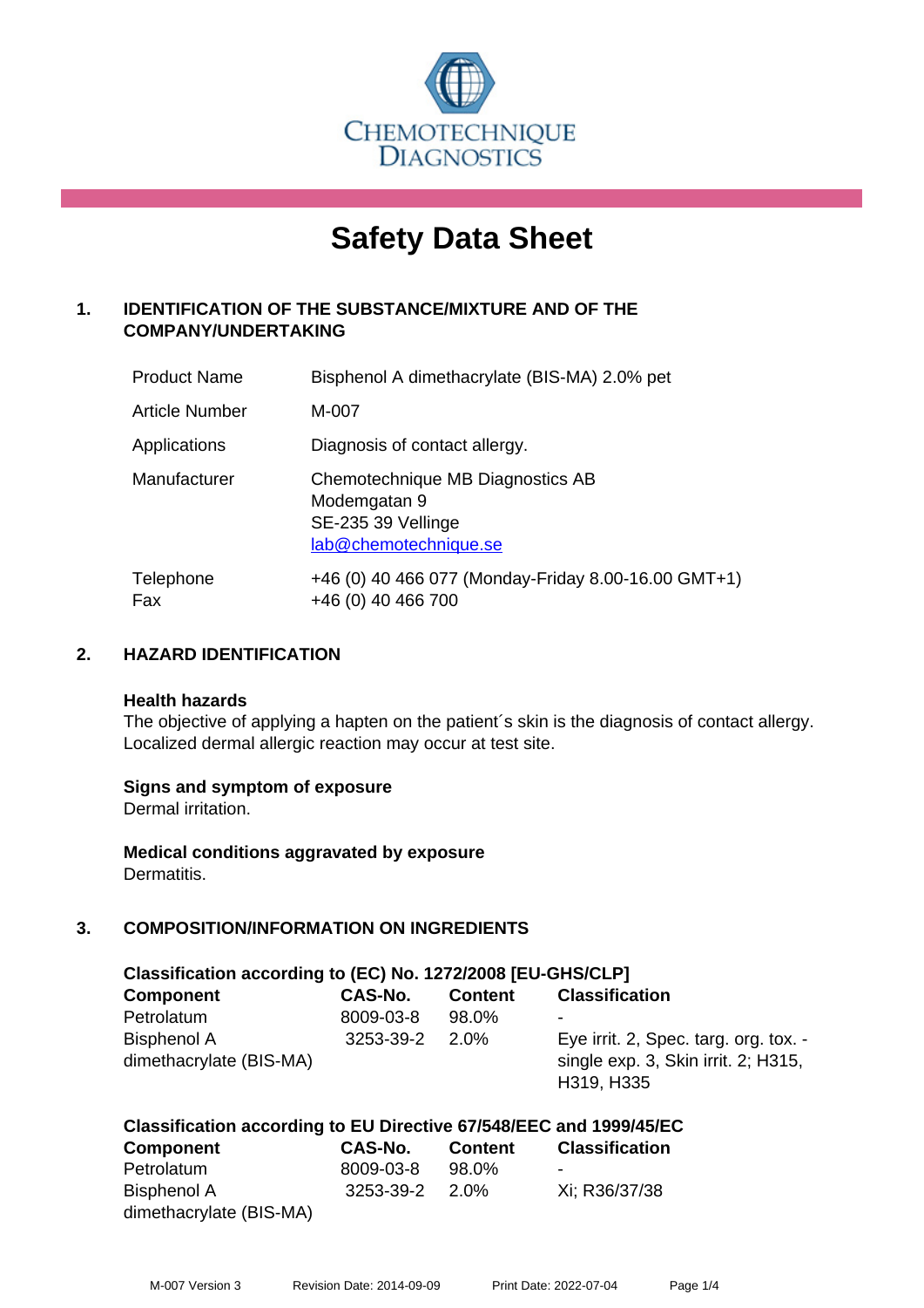CHEMOTECHNIQUE DIAGNOSTICS

# Safety Data Sheet

## 1. IDENTIFICATION OF THE SUBSTANCE/MIXTURE AND OF THE COMPANY/UNDERTAKING

| | |
|---|---|
| Product Name | Bisphenol A dimethacrylate (BIS-MA) 2.0% pet |
| Article Number | M-007 |
| Applications | Diagnosis of contact allergy. |
| Manufacturer | Chemotechnique MB Diagnostics AB<br>Modemgatan 9<br>SE-235 39 Vellinge<br>lab@chemotechnique.se |
| Telephone<br>Fax | +46 (0) 40 466 077 (Monday-Friday 8.00-16.00 GMT+1)<br>+46 (0) 40 466 700 |

## 2. HAZARD IDENTIFICATION

**Health hazards**
The objective of applying a hapten on the patient´s skin is the diagnosis of contact allergy. Localized dermal allergic reaction may occur at test site.

**Signs and symptom of exposure**
Dermal irritation.

**Medical conditions aggravated by exposure**
Dermatitis.

## 3. COMPOSITION/INFORMATION ON INGREDIENTS

**Classification according to (EC) No. 1272/2008 [EU-GHS/CLP]**

| Component | CAS-No. | Content | Classification |
|---|---|---|---|
| Petrolatum | 8009-03-8 | 98.0% | - |
| Bisphenol A dimethacrylate (BIS-MA) | 3253-39-2 | 2.0% | Eye irrit. 2, Spec. targ. org. tox. - single exp. 3, Skin irrit. 2; H315, H319, H335 |

**Classification according to EU Directive 67/548/EEC and 1999/45/EC**

| Component | CAS-No. | Content | Classification |
|---|---|---|---|
| Petrolatum | 8009-03-8 | 98.0% | - |
| Bisphenol A dimethacrylate (BIS-MA) | 3253-39-2 | 2.0% | Xi; R36/37/38 |

M-007 Version 3 Revision Date: 2014-09-09 Print Date: 2022-07-04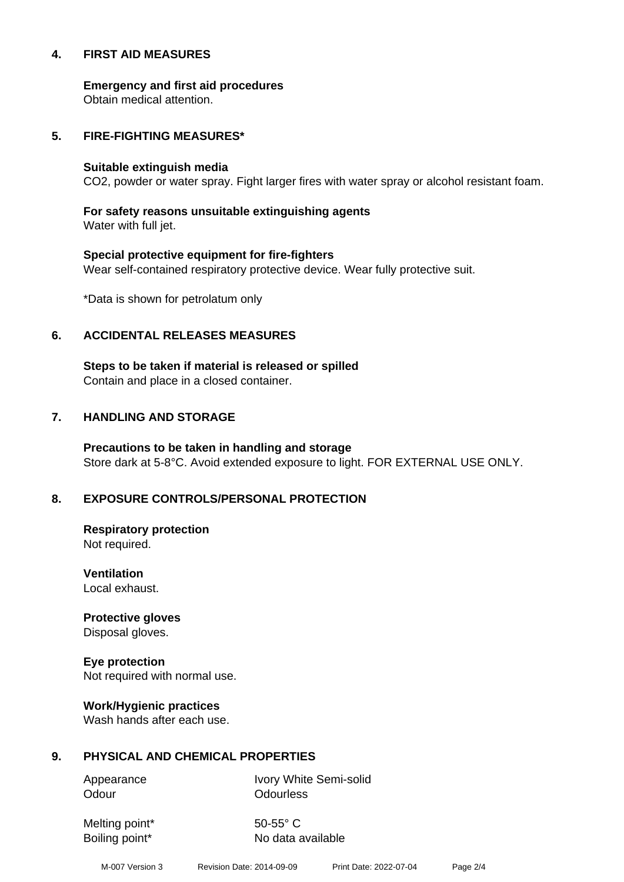## 4. FIRST AID MEASURES

**Emergency and first aid procedures**
Obtain medical attention.

## 5. FIRE-FIGHTING MEASURES*

**Suitable extinguish media**
$CO_2$, powder or water spray. Fight larger fires with water spray or alcohol resistant foam.

**For safety reasons unsuitable extinguishing agents**
Water with full jet.

**Special protective equipment for fire-fighters**
Wear self-contained respiratory protective device. Wear fully protective suit.

*Data is shown for petrolatum only

## 6. ACCIDENTAL RELEASES MEASURES

**Steps to be taken if material is released or spilled**
Contain and place in a closed container.

## 7. HANDLING AND STORAGE

**Precautions to be taken in handling and storage**
Store dark at 5-8°C. Avoid extended exposure to light. FOR EXTERNAL USE ONLY.

## 8. EXPOSURE CONTROLS/PERSONAL PROTECTION

**Respiratory protection**
Not required.

**Ventilation**
Local exhaust.

**Protective gloves**
Disposal gloves.

**Eye protection**
Not required with normal use.

**Work/Hygienic practices**
Wash hands after each use.

## 9. PHYSICAL AND CHEMICAL PROPERTIES

| | |
|---|---|
| Appearance | Ivory White Semi-solid |
| Odour | Odourless |
| Melting point* | 50-55° C |
| Boiling point* | No data available |

M-007 Version 3 Revision Date: 2014-09-09 Print Date: 2022-07-04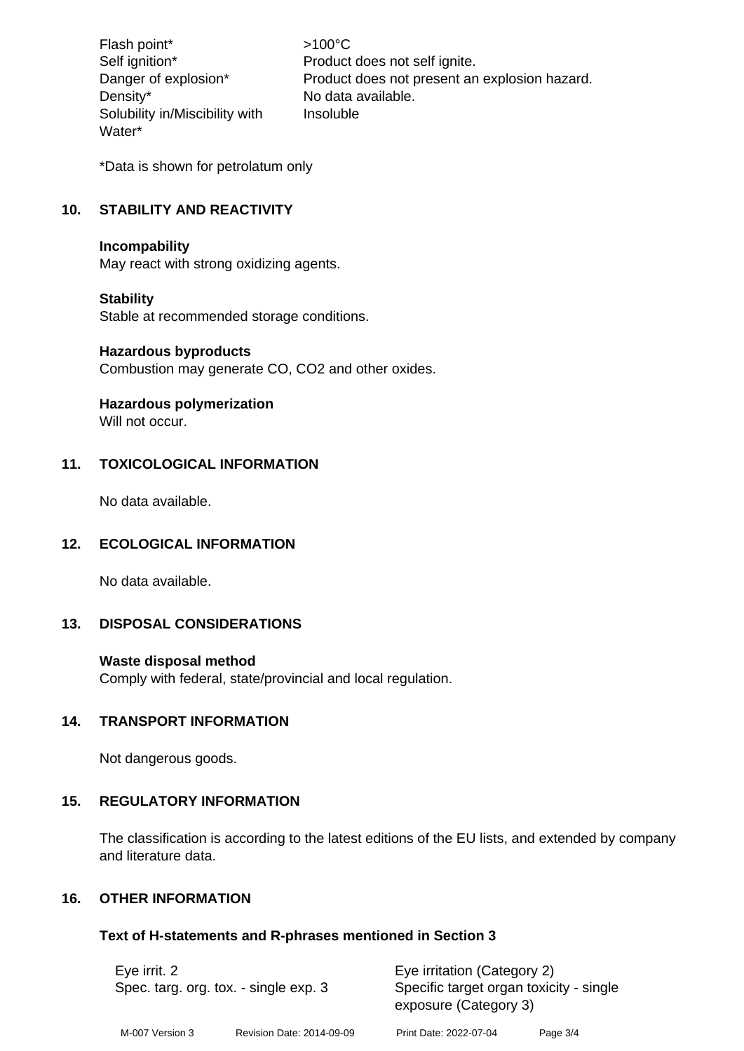| | |
|---|---|
| Flash point* | >100°C |
| Self ignition* | Product does not self ignite. |
| Danger of explosion* | Product does not present an explosion hazard. |
| Density* | No data available. |
| Solubility in/Miscibility with Water* | Insoluble |

*Data is shown for petrolatum only

## 10. STABILITY AND REACTIVITY

**Incompability**
May react with strong oxidizing agents.

**Stability**
Stable at recommended storage conditions.

**Hazardous byproducts**
Combustion may generate CO, $CO_2$ and other oxides.

**Hazardous polymerization**
Will not occur.

## 11. TOXICOLOGICAL INFORMATION

No data available.

## 12. ECOLOGICAL INFORMATION

No data available.

## 13. DISPOSAL CONSIDERATIONS

**Waste disposal method**
Comply with federal, state/provincial and local regulation.

## 14. TRANSPORT INFORMATION

Not dangerous goods.

## 15. REGULATORY INFORMATION

The classification is according to the latest editions of the EU lists, and extended by company and literature data.

## 16. OTHER INFORMATION

### Text of H-statements and R-phrases mentioned in Section 3

| | |
|---|---|
| Eye irrit. 2 | Eye irritation (Category 2) |
| Spec. targ. org. tox. - single exp. 3 | Specific target organ toxicity - single exposure (Category 3) |

M-007 Version 3 Revision Date: 2014-09-09 Print Date: 2022-07-04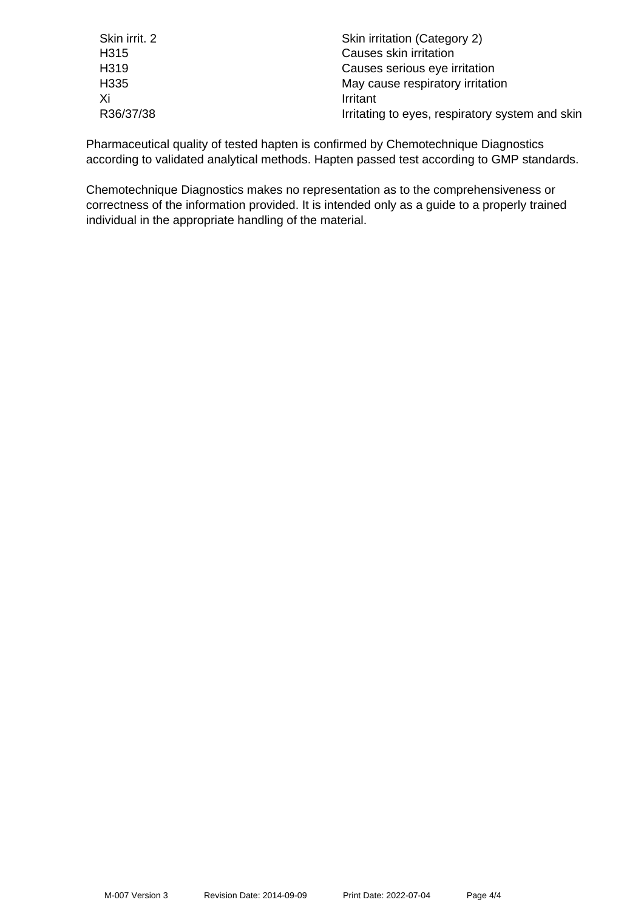| | |
|---|---|
| Skin irrit. 2 | Skin irritation (Category 2) |
| H315 | Causes skin irritation |
| H319 | Causes serious eye irritation |
| H335 | May cause respiratory irritation |
| Xi | Irritant |
| R36/37/38 | Irritating to eyes, respiratory system and skin |

Pharmaceutical quality of tested hapten is confirmed by Chemotechnique Diagnostics according to validated analytical methods. Hapten passed test according to GMP standards.

Chemotechnique Diagnostics makes no representation as to the comprehensiveness or correctness of the information provided. It is intended only as a guide to a properly trained individual in the appropriate handling of the material.